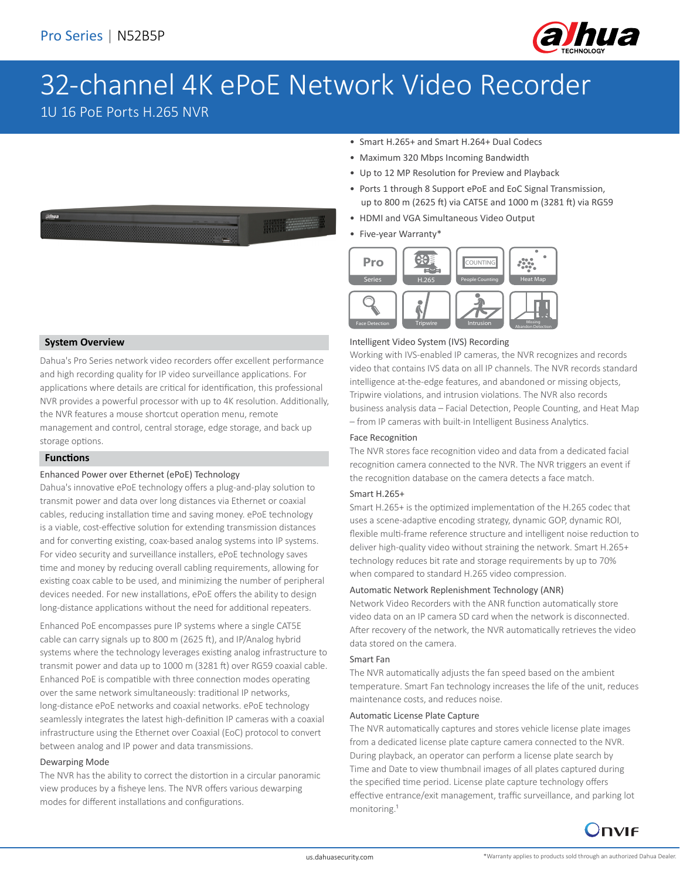Pro Series | N52B5P

# 32-channel 4K ePoE Network Video Recorder

1U 16 PoE Ports H.265 NVR

- Smart H.265+ and Smart H.264+ Dual Codecs
- Maximum 320 Mbps Incoming Bandwidth
- Up to 12 MP Resolution for Preview and Playback
- Ports 1 through 8 Support ePoE and EoC Signal Transmission, up to 800 m (2625 ft) via CAT5E and 1000 m (3281 ft) via RG59
- HDMI and VGA Simultaneous Video Output
- Five-year Warranty*

## System Overview

Dahua's Pro Series network video recorders offer excellent performance and high recording quality for IP video surveillance applications. For applications where details are critical for identification, this professional NVR provides a powerful processor with up to 4K resolution. Additionally, the NVR features a mouse shortcut operation menu, remote management and control, central storage, edge storage, and back up storage options.

## Functions

### Enhanced Power over Ethernet (ePoE) Technology

Dahua's innovative ePoE technology offers a plug-and-play solution to transmit power and data over long distances via Ethernet or coaxial cables, reducing installation time and saving money. ePoE technology is a viable, cost-effective solution for extending transmission distances and for converting existing, coax-based analog systems into IP systems. For video security and surveillance installers, ePoE technology saves time and money by reducing overall cabling requirements, allowing for existing coax cable to be used, and minimizing the number of peripheral devices needed. For new installations, ePoE offers the ability to design long-distance applications without the need for additional repeaters.

Enhanced PoE encompasses pure IP systems where a single CAT5E cable can carry signals up to 800 m (2625 ft), and IP/Analog hybrid systems where the technology leverages existing analog infrastructure to transmit power and data up to 1000 m (3281 ft) over RG59 coaxial cable. Enhanced PoE is compatible with three connection modes operating over the same network simultaneously: traditional IP networks, long-distance ePoE networks and coaxial networks. ePoE technology seamlessly integrates the latest high-definition IP cameras with a coaxial infrastructure using the Ethernet over Coaxial (EoC) protocol to convert between analog and IP power and data transmissions.

### Dewarping Mode

The NVR has the ability to correct the distortion in a circular panoramic view produces by a fisheye lens. The NVR offers various dewarping modes for different installations and configurations.

### Intelligent Video System (IVS) Recording

Working with IVS-enabled IP cameras, the NVR recognizes and records video that contains IVS data on all IP channels. The NVR records standard intelligence at-the-edge features, and abandoned or missing objects, Tripwire violations, and intrusion violations. The NVR also records business analysis data – Facial Detection, People Counting, and Heat Map – from IP cameras with built-in Intelligent Business Analytics.

### Face Recognition

The NVR stores face recognition video and data from a dedicated facial recognition camera connected to the NVR. The NVR triggers an event if the recognition database on the camera detects a face match.

### Smart H.265+

Smart H.265+ is the optimized implementation of the H.265 codec that uses a scene-adaptive encoding strategy, dynamic GOP, dynamic ROI, flexible multi-frame reference structure and intelligent noise reduction to deliver high-quality video without straining the network. Smart H.265+ technology reduces bit rate and storage requirements by up to 70% when compared to standard H.265 video compression.

### Automatic Network Replenishment Technology (ANR)

Network Video Recorders with the ANR function automatically store video data on an IP camera SD card when the network is disconnected. After recovery of the network, the NVR automatically retrieves the video data stored on the camera.

### Smart Fan

The NVR automatically adjusts the fan speed based on the ambient temperature. Smart Fan technology increases the life of the unit, reduces maintenance costs, and reduces noise.

### Automatic License Plate Capture

The NVR automatically captures and stores vehicle license plate images from a dedicated license plate capture camera connected to the NVR. During playback, an operator can perform a license plate search by Time and Date to view thumbnail images of all plates captured during the specified time period. License plate capture technology offers effective entrance/exit management, traffic surveillance, and parking lot monitoring.[1]

*Warranty applies to products sold through an authorized Dahua Dealer.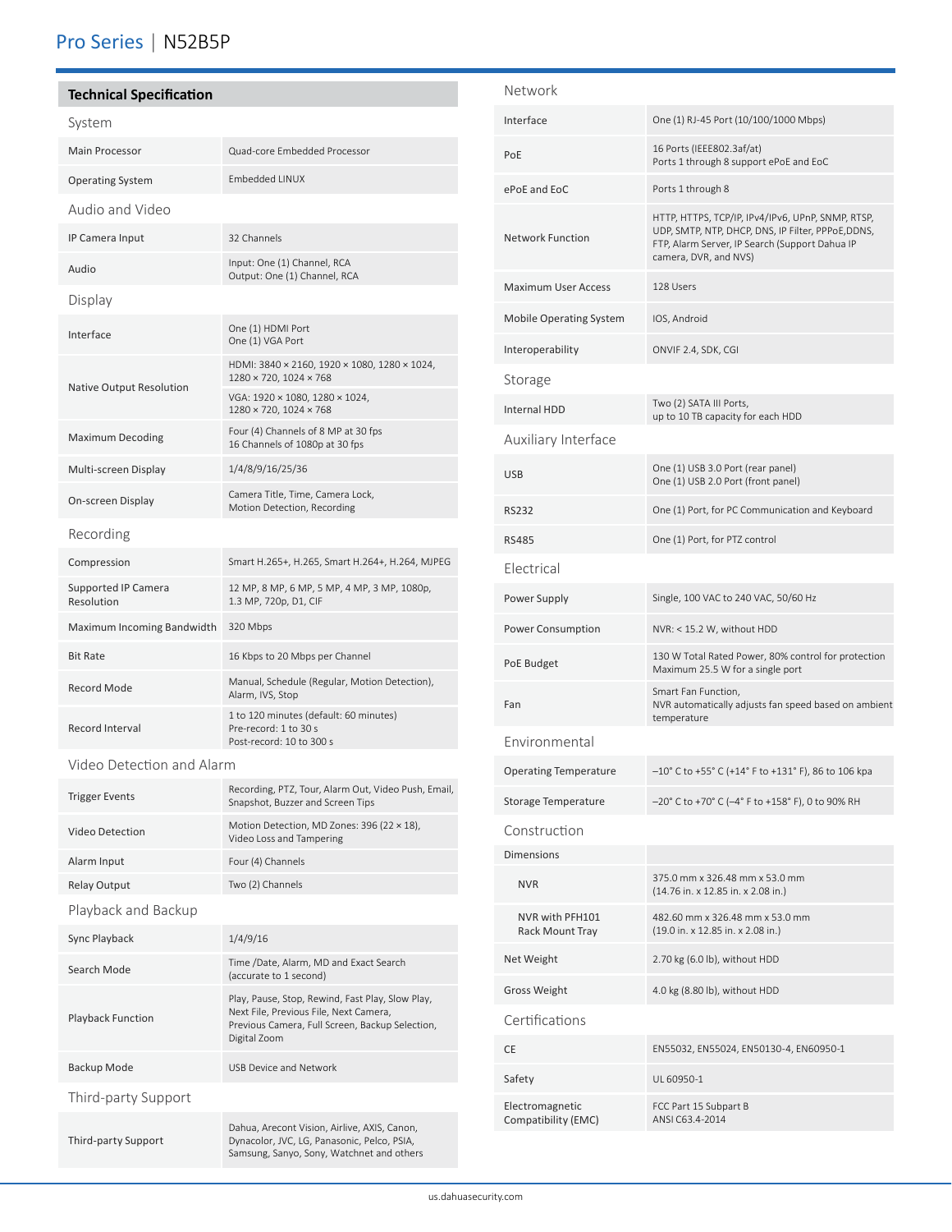# Pro Series | N52B5P

## Technical Specification

### System

| | |
|---|---|
| Main Processor | Quad-core Embedded Processor |
| Operating System | Embedded LINUX |

### Audio and Video

| | |
|---|---|
| IP Camera Input | 32 Channels |
| Audio | Input: One (1) Channel, RCA<br>Output: One (1) Channel, RCA |

### Display

| | |
|---|---|
| Interface | One (1) HDMI Port<br>One (1) VGA Port |
| Native Output Resolution | HDMI: 3840 × 2160, 1920 × 1080, 1280 × 1024, 1280 × 720, 1024 × 768<br>VGA: 1920 × 1080, 1280 × 1024, 1280 × 720, 1024 × 768 |
| Maximum Decoding | Four (4) Channels of 8 MP at 30 fps<br>16 Channels of 1080p at 30 fps |
| Multi-screen Display | 1/4/8/9/16/25/36 |
| On-screen Display | Camera Title, Time, Camera Lock, Motion Detection, Recording |

### Recording

| | |
|---|---|
| Compression | Smart H.265+, H.265, Smart H.264+, H.264, MJPEG |
| Supported IP Camera Resolution | 12 MP, 8 MP, 6 MP, 5 MP, 4 MP, 3 MP, 1080p, 1.3 MP, 720p, D1, CIF |
| Maximum Incoming Bandwidth | 320 Mbps |
| Bit Rate | 16 Kbps to 20 Mbps per Channel |
| Record Mode | Manual, Schedule (Regular, Motion Detection), Alarm, IVS, Stop |
| Record Interval | 1 to 120 minutes (default: 60 minutes)<br>Pre-record: 1 to 30 s<br>Post-record: 10 to 300 s |

### Video Detection and Alarm

| | |
|---|---|
| Trigger Events | Recording, PTZ, Tour, Alarm Out, Video Push, Email, Snapshot, Buzzer and Screen Tips |
| Video Detection | Motion Detection, MD Zones: 396 (22 × 18), Video Loss and Tampering |
| Alarm Input | Four (4) Channels |
| Relay Output | Two (2) Channels |

### Playback and Backup

| | |
|---|---|
| Sync Playback | 1/4/9/16 |
| Search Mode | Time /Date, Alarm, MD and Exact Search (accurate to 1 second) |
| Playback Function | Play, Pause, Stop, Rewind, Fast Play, Slow Play, Next File, Previous File, Next Camera, Previous Camera, Full Screen, Backup Selection, Digital Zoom |
| Backup Mode | USB Device and Network |

### Third-party Support

| | |
|---|---|
| Third-party Support | Dahua, Arecont Vision, Airlive, AXIS, Canon, Dynacolor, JVC, LG, Panasonic, Pelco, PSIA, Samsung, Sanyo, Sony, Watchnet and others |

### Network

| | |
|---|---|
| Interface | One (1) RJ-45 Port (10/100/1000 Mbps) |
| PoE | 16 Ports (IEEE802.3af/at)<br>Ports 1 through 8 support ePoE and EoC |
| ePoE and EoC | Ports 1 through 8 |
| Network Function | HTTP, HTTPS, TCP/IP, IPv4/IPv6, UPnP, SNMP, RTSP, UDP, SMTP, NTP, DHCP, DNS, IP Filter, PPPoE,DDNS, FTP, Alarm Server, IP Search (Support Dahua IP camera, DVR, and NVS) |
| Maximum User Access | 128 Users |
| Mobile Operating System | IOS, Android |
| Interoperability | ONVIF 2.4, SDK, CGI |

### Storage

| | |
|---|---|
| Internal HDD | Two (2) SATA III Ports, up to 10 TB capacity for each HDD |

### Auxiliary Interface

| | |
|---|---|
| USB | One (1) USB 3.0 Port (rear panel)<br>One (1) USB 2.0 Port (front panel) |
| RS232 | One (1) Port, for PC Communication and Keyboard |
| RS485 | One (1) Port, for PTZ control |

### Electrical

| | |
|---|---|
| Power Supply | Single, 100 VAC to 240 VAC, 50/60 Hz |
| Power Consumption | NVR: < 15.2 W, without HDD |
| PoE Budget | 130 W Total Rated Power, 80% control for protection<br>Maximum 25.5 W for a single port |
| Fan | Smart Fan Function,<br>NVR automatically adjusts fan speed based on ambient temperature |

### Environmental

| | |
|---|---|
| Operating Temperature | –10° C to +55° C (+14° F to +131° F), 86 to 106 kpa |
| Storage Temperature | –20° C to +70° C (–4° F to +158° F), 0 to 90% RH |

### Construction

| | |
|---|---|
| Dimensions | |
| NVR | 375.0 mm x 326.48 mm x 53.0 mm<br>(14.76 in. x 12.85 in. x 2.08 in.) |
| NVR with PFH101 Rack Mount Tray | 482.60 mm x 326.48 mm x 53.0 mm<br>(19.0 in. x 12.85 in. x 2.08 in.) |
| Net Weight | 2.70 kg (6.0 lb), without HDD |
| Gross Weight | 4.0 kg (8.80 lb), without HDD |

### Certifications

| | |
|---|---|
| CE | EN55032, EN55024, EN50130-4, EN60950-1 |
| Safety | UL 60950-1 |
| Electromagnetic Compatibility (EMC) | FCC Part 15 Subpart B<br>ANSI C63.4-2014 |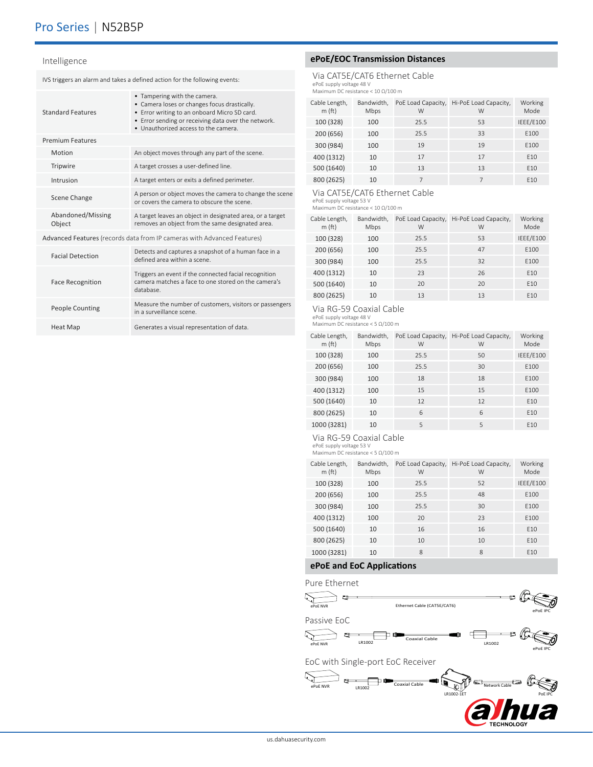# Pro Series | N52B5P

## Intelligence

IVS triggers an alarm and takes a defined action for the following events:

| | |
|---|---|
| Standard Features | • Tampering with the camera.<br>• Camera loses or changes focus drastically.<br>• Error writing to an onboard Micro SD card.<br>• Error sending or receiving data over the network.<br>• Unauthorized access to the camera. |
| **Premium Features** | |
| Motion | An object moves through any part of the scene. |
| Tripwire | A target crosses a user-defined line. |
| Intrusion | A target enters or exits a defined perimeter. |
| Scene Change | A person or object moves the camera to change the scene or covers the camera to obscure the scene. |
| Abandoned/Missing Object | A target leaves an object in designated area, or a target removes an object from the same designated area. |
| **Advanced Features** (records data from IP cameras with Advanced Features) | |
| Facial Detection | Detects and captures a snapshot of a human face in a defined area within a scene. |
| Face Recognition | Triggers an event if the connected facial recognition camera matches a face to one stored on the camera's database. |
| People Counting | Measure the number of customers, visitors or passengers in a surveillance scene. |
| Heat Map | Generates a visual representation of data. |

## ePoE/EOC Transmission Distances

### Via CAT5E/CAT6 Ethernet Cable

ePoE supply voltage 48 V
Maximum DC resistance < 10 Ω/100 m

| Cable Length, m (ft) | Bandwidth, Mbps | PoE Load Capacity, W | Hi-PoE Load Capacity, W | Working Mode |
|---|---|---|---|---|
| 100 (328) | 100 | 25.5 | 53 | IEEE/E100 |
| 200 (656) | 100 | 25.5 | 33 | E100 |
| 300 (984) | 100 | 19 | 19 | E100 |
| 400 (1312) | 10 | 17 | 17 | E10 |
| 500 (1640) | 10 | 13 | 13 | E10 |
| 800 (2625) | 10 | 7 | 7 | E10 |

### Via CAT5E/CAT6 Ethernet Cable

ePoE supply voltage 53 V
Maximum DC resistance < 10 Ω/100 m

| Cable Length, m (ft) | Bandwidth, Mbps | PoE Load Capacity, W | Hi-PoE Load Capacity, W | Working Mode |
|---|---|---|---|---|
| 100 (328) | 100 | 25.5 | 53 | IEEE/E100 |
| 200 (656) | 100 | 25.5 | 47 | E100 |
| 300 (984) | 100 | 25.5 | 32 | E100 |
| 400 (1312) | 10 | 23 | 26 | E10 |
| 500 (1640) | 10 | 20 | 20 | E10 |
| 800 (2625) | 10 | 13 | 13 | E10 |

### Via RG-59 Coaxial Cable

ePoE supply voltage 48 V
Maximum DC resistance < 5 Ω/100 m

| Cable Length, m (ft) | Bandwidth, Mbps | PoE Load Capacity, W | Hi-PoE Load Capacity, W | Working Mode |
|---|---|---|---|---|
| 100 (328) | 100 | 25.5 | 50 | IEEE/E100 |
| 200 (656) | 100 | 25.5 | 30 | E100 |
| 300 (984) | 100 | 18 | 18 | E100 |
| 400 (1312) | 100 | 15 | 15 | E100 |
| 500 (1640) | 10 | 12 | 12 | E10 |
| 800 (2625) | 10 | 6 | 6 | E10 |
| 1000 (3281) | 10 | 5 | 5 | E10 |

### Via RG-59 Coaxial Cable

ePoE supply voltage 53 V
Maximum DC resistance < 5 Ω/100 m

| Cable Length, m (ft) | Bandwidth, Mbps | PoE Load Capacity, W | Hi-PoE Load Capacity, W | Working Mode |
|---|---|---|---|---|
| 100 (328) | 100 | 25.5 | 52 | IEEE/E100 |
| 200 (656) | 100 | 25.5 | 48 | E100 |
| 300 (984) | 100 | 25.5 | 30 | E100 |
| 400 (1312) | 100 | 20 | 23 | E100 |
| 500 (1640) | 10 | 16 | 16 | E10 |
| 800 (2625) | 10 | 10 | 10 | E10 |
| 1000 (3281) | 10 | 8 | 8 | E10 |

## ePoE and EoC Applications

### Pure Ethernet

ePoE NVR — Ethernet Cable (CAT5E/CAT6) — ePoE IPC

### Passive EoC

ePoE NVR — LR1002 — Coaxial Cable — LR1002 — ePoE IPC

### EoC with Single-port EoC Receiver

ePoE NVR — LR1002 — Coaxial Cable — LR1002-1ET — Network Cable — PoE IPC

us.dahuasecurity.com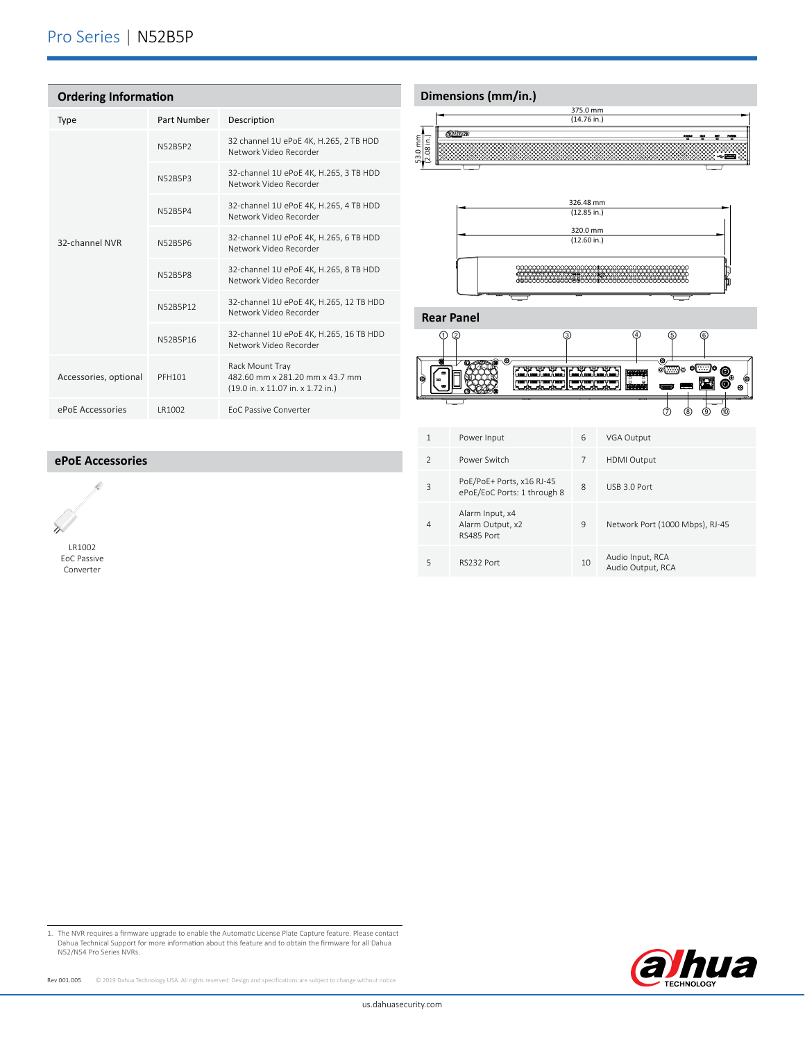## Ordering Information

| Type | Part Number | Description |
|---|---|---|
| 32-channel NVR | N52B5P2 | 32 channel 1U ePoE 4K, H.265, 2 TB HDD Network Video Recorder |
| | N52B5P3 | 32-channel 1U ePoE 4K, H.265, 3 TB HDD Network Video Recorder |
| | N52B5P4 | 32-channel 1U ePoE 4K, H.265, 4 TB HDD Network Video Recorder |
| | N52B5P6 | 32-channel 1U ePoE 4K, H.265, 6 TB HDD Network Video Recorder |
| | N52B5P8 | 32-channel 1U ePoE 4K, H.265, 8 TB HDD Network Video Recorder |
| | N52B5P12 | 32-channel 1U ePoE 4K, H.265, 12 TB HDD Network Video Recorder |
| | N52B5P16 | 32-channel 1U ePoE 4K, H.265, 16 TB HDD Network Video Recorder |
| Accessories, optional | PFH101 | Rack Mount Tray 482.60 mm x 281.20 mm x 43.7 mm (19.0 in. x 11.07 in. x 1.72 in.) |
| ePoE Accessories | LR1002 | EoC Passive Converter |

## ePoE Accessories

LR1002
EoC Passive
Converter

## Dimensions (mm/in.)

375.0 mm
(14.76 in.)

53.0 mm
(2.08 in.)

326.48 mm
(12.85 in.)

320.0 mm
(12.60 in.)

## Rear Panel

| | | | |
|---|---|---|---|
| 1 | Power Input | 6 | VGA Output |
| 2 | Power Switch | 7 | HDMI Output |
| 3 | PoE/PoE+ Ports, x16 RJ-45<br>ePoE/EoC Ports: 1 through 8 | 8 | USB 3.0 Port |
| 4 | Alarm Input, x4<br>Alarm Output, x2<br>RS485 Port | 9 | Network Port (1000 Mbps), RJ-45 |
| 5 | RS232 Port | 10 | Audio Input, RCA<br>Audio Output, RCA |

1. The NVR requires a firmware upgrade to enable the Automatic License Plate Capture feature. Please contact Dahua Technical Support for more information about this feature and to obtain the firmware for all Dahua N52/N54 Pro Series NVRs.

Rev 001.005 © 2019 Dahua Technology USA. All rights reserved. Design and specifications are subject to change without notice

us.dahuasecurity.com